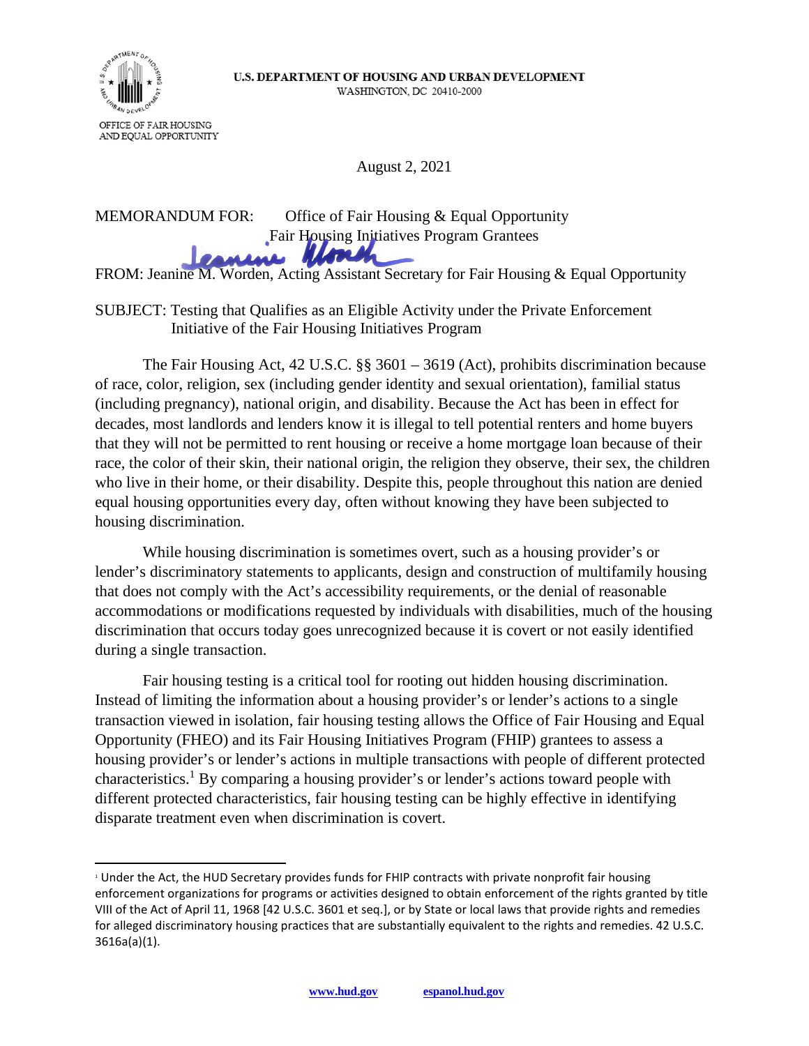U.S. DEPARTMENT OF HOUSING AND URBAN DEVELOPMENT
WASHINGTON, DC 20410-2000

OFFICE OF FAIR HOUSING AND EQUAL OPPORTUNITY

August 2, 2021

MEMORANDUM FOR: Office of Fair Housing & Equal Opportunity
Fair Housing Initiatives Program Grantees

FROM: Jeanine M. Worden, Acting Assistant Secretary for Fair Housing & Equal Opportunity

SUBJECT: Testing that Qualifies as an Eligible Activity under the Private Enforcement Initiative of the Fair Housing Initiatives Program

The Fair Housing Act, 42 U.S.C. §§ 3601 – 3619 (Act), prohibits discrimination because of race, color, religion, sex (including gender identity and sexual orientation), familial status (including pregnancy), national origin, and disability. Because the Act has been in effect for decades, most landlords and lenders know it is illegal to tell potential renters and home buyers that they will not be permitted to rent housing or receive a home mortgage loan because of their race, the color of their skin, their national origin, the religion they observe, their sex, the children who live in their home, or their disability. Despite this, people throughout this nation are denied equal housing opportunities every day, often without knowing they have been subjected to housing discrimination.

While housing discrimination is sometimes overt, such as a housing provider's or lender's discriminatory statements to applicants, design and construction of multifamily housing that does not comply with the Act's accessibility requirements, or the denial of reasonable accommodations or modifications requested by individuals with disabilities, much of the housing discrimination that occurs today goes unrecognized because it is covert or not easily identified during a single transaction.

Fair housing testing is a critical tool for rooting out hidden housing discrimination. Instead of limiting the information about a housing provider's or lender's actions to a single transaction viewed in isolation, fair housing testing allows the Office of Fair Housing and Equal Opportunity (FHEO) and its Fair Housing Initiatives Program (FHIP) grantees to assess a housing provider's or lender's actions in multiple transactions with people of different protected characteristics.[1] By comparing a housing provider's or lender's actions toward people with different protected characteristics, fair housing testing can be highly effective in identifying disparate treatment even when discrimination is covert.

---

[1] Under the Act, the HUD Secretary provides funds for FHIP contracts with private nonprofit fair housing enforcement organizations for programs or activities designed to obtain enforcement of the rights granted by title VIII of the Act of April 11, 1968 [42 U.S.C. 3601 et seq.], or by State or local laws that provide rights and remedies for alleged discriminatory housing practices that are substantially equivalent to the rights and remedies. 42 U.S.C. 3616a(a)(1).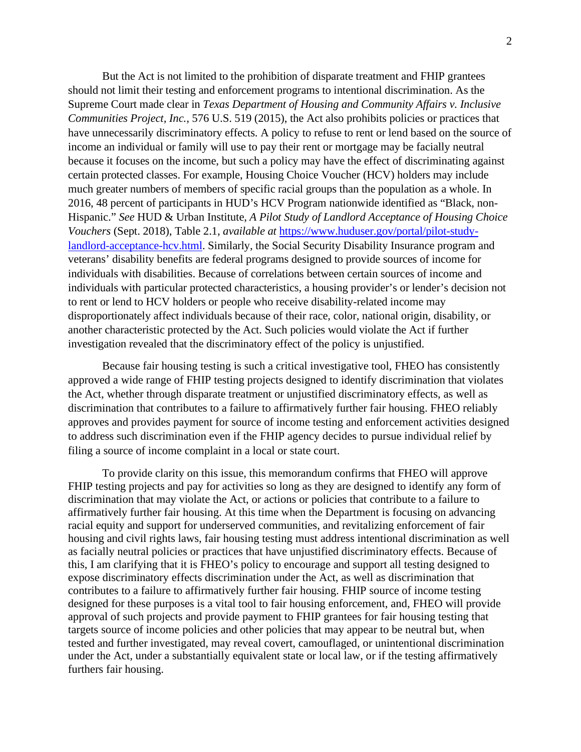But the Act is not limited to the prohibition of disparate treatment and FHIP grantees should not limit their testing and enforcement programs to intentional discrimination. As the Supreme Court made clear in *Texas Department of Housing and Community Affairs v. Inclusive Communities Project, Inc.*, 576 U.S. 519 (2015), the Act also prohibits policies or practices that have unnecessarily discriminatory effects. A policy to refuse to rent or lend based on the source of income an individual or family will use to pay their rent or mortgage may be facially neutral because it focuses on the income, but such a policy may have the effect of discriminating against certain protected classes. For example, Housing Choice Voucher (HCV) holders may include much greater numbers of members of specific racial groups than the population as a whole. In 2016, 48 percent of participants in HUD's HCV Program nationwide identified as "Black, non-Hispanic." *See* HUD & Urban Institute, *A Pilot Study of Landlord Acceptance of Housing Choice Vouchers* (Sept. 2018), Table 2.1, *available at* [https://www.huduser.gov/portal/pilot-study-landlord-acceptance-hcv.html](https://www.huduser.gov/portal/pilot-study-landlord-acceptance-hcv.html). Similarly, the Social Security Disability Insurance program and veterans' disability benefits are federal programs designed to provide sources of income for individuals with disabilities. Because of correlations between certain sources of income and individuals with particular protected characteristics, a housing provider's or lender's decision not to rent or lend to HCV holders or people who receive disability-related income may disproportionately affect individuals because of their race, color, national origin, disability, or another characteristic protected by the Act. Such policies would violate the Act if further investigation revealed that the discriminatory effect of the policy is unjustified.

Because fair housing testing is such a critical investigative tool, FHEO has consistently approved a wide range of FHIP testing projects designed to identify discrimination that violates the Act, whether through disparate treatment or unjustified discriminatory effects, as well as discrimination that contributes to a failure to affirmatively further fair housing. FHEO reliably approves and provides payment for source of income testing and enforcement activities designed to address such discrimination even if the FHIP agency decides to pursue individual relief by filing a source of income complaint in a local or state court.

To provide clarity on this issue, this memorandum confirms that FHEO will approve FHIP testing projects and pay for activities so long as they are designed to identify any form of discrimination that may violate the Act, or actions or policies that contribute to a failure to affirmatively further fair housing. At this time when the Department is focusing on advancing racial equity and support for underserved communities, and revitalizing enforcement of fair housing and civil rights laws, fair housing testing must address intentional discrimination as well as facially neutral policies or practices that have unjustified discriminatory effects. Because of this, I am clarifying that it is FHEO's policy to encourage and support all testing designed to expose discriminatory effects discrimination under the Act, as well as discrimination that contributes to a failure to affirmatively further fair housing. FHIP source of income testing designed for these purposes is a vital tool to fair housing enforcement, and, FHEO will provide approval of such projects and provide payment to FHIP grantees for fair housing testing that targets source of income policies and other policies that may appear to be neutral but, when tested and further investigated, may reveal covert, camouflaged, or unintentional discrimination under the Act, under a substantially equivalent state or local law, or if the testing affirmatively furthers fair housing.